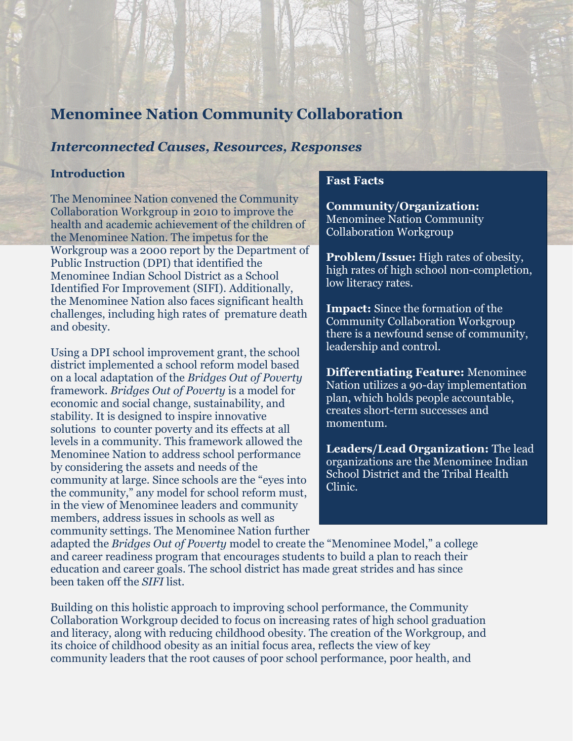# Menominee Nation Community Collaboration

## *Interconnected Causes, Resources, Responses*

### Introduction

The Menominee Nation convened the Community Collaboration Workgroup in 2010 to improve the health and academic achievement of the children of the Menominee Nation. The impetus for the Workgroup was a 2000 report by the Department of Public Instruction (DPI) that identified the Menominee Indian School District as a School Identified For Improvement (SIFI). Additionally, the Menominee Nation also faces significant health challenges, including high rates of premature death and obesity.

Using a DPI school improvement grant, the school district implemented a school reform model based on a local adaptation of the *Bridges Out of Poverty* framework. *Bridges Out of Poverty* is a model for economic and social change, sustainability, and stability. It is designed to inspire innovative solutions to counter poverty and its effects at all levels in a community. This framework allowed the Menominee Nation to address school performance by considering the assets and needs of the community at large. Since schools are the "eyes into the community," any model for school reform must, in the view of Menominee leaders and community members, address issues in schools as well as community settings. The Menominee Nation further adapted the *Bridges Out of Poverty* model to create the "Menominee Model," a college and career readiness program that encourages students to build a plan to reach their education and career goals. The school district has made great strides and has since been taken off the *SIFI* list.

Building on this holistic approach to improving school performance, the Community Collaboration Workgroup decided to focus on increasing rates of high school graduation and literacy, along with reducing childhood obesity. The creation of the Workgroup, and its choice of childhood obesity as an initial focus area, reflects the view of key community leaders that the root causes of poor school performance, poor health, and

---

**Fast Facts**

**Community/Organization:** Menominee Nation Community Collaboration Workgroup

**Problem/Issue:** High rates of obesity, high rates of high school non-completion, low literacy rates.

**Impact:** Since the formation of the Community Collaboration Workgroup there is a newfound sense of community, leadership and control.

**Differentiating Feature:** Menominee Nation utilizes a 90-day implementation plan, which holds people accountable, creates short-term successes and momentum.

**Leaders/Lead Organization:** The lead organizations are the Menominee Indian School District and the Tribal Health Clinic.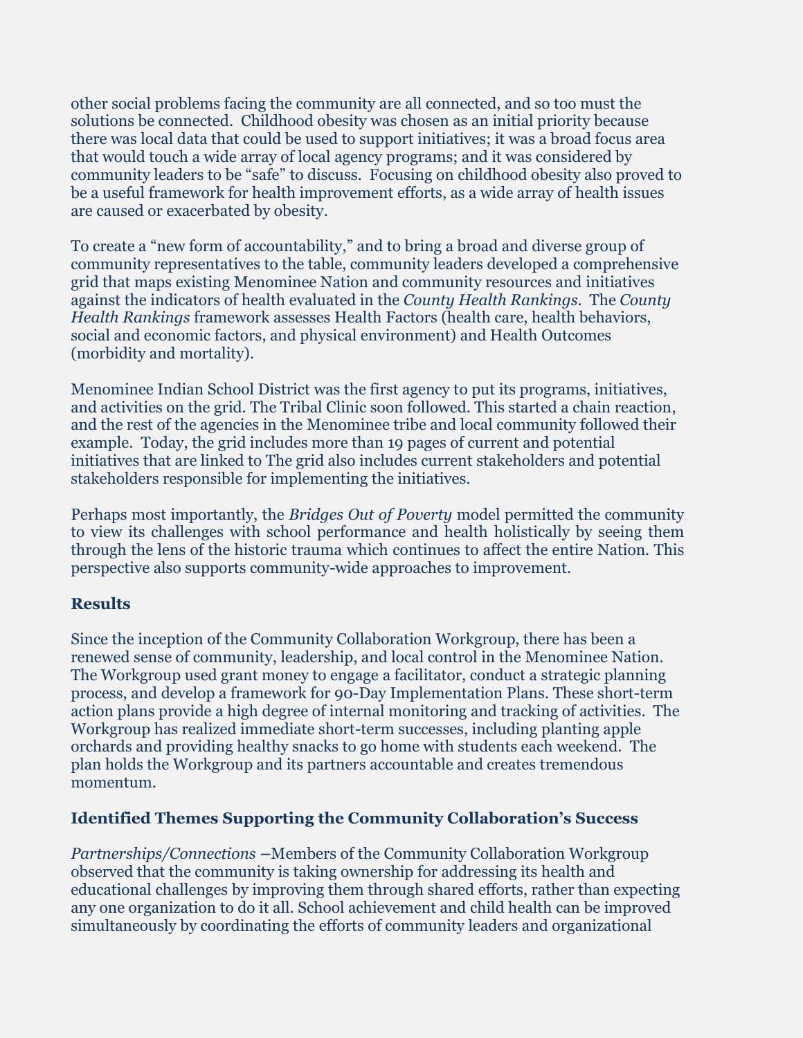other social problems facing the community are all connected, and so too must the solutions be connected. Childhood obesity was chosen as an initial priority because there was local data that could be used to support initiatives; it was a broad focus area that would touch a wide array of local agency programs; and it was considered by community leaders to be "safe" to discuss. Focusing on childhood obesity also proved to be a useful framework for health improvement efforts, as a wide array of health issues are caused or exacerbated by obesity.

To create a "new form of accountability," and to bring a broad and diverse group of community representatives to the table, community leaders developed a comprehensive grid that maps existing Menominee Nation and community resources and initiatives against the indicators of health evaluated in the *County Health Rankings*. The *County Health Rankings* framework assesses Health Factors (health care, health behaviors, social and economic factors, and physical environment) and Health Outcomes (morbidity and mortality).

Menominee Indian School District was the first agency to put its programs, initiatives, and activities on the grid. The Tribal Clinic soon followed. This started a chain reaction, and the rest of the agencies in the Menominee tribe and local community followed their example. Today, the grid includes more than 19 pages of current and potential initiatives that are linked to The grid also includes current stakeholders and potential stakeholders responsible for implementing the initiatives.

Perhaps most importantly, the *Bridges Out of Poverty* model permitted the community to view its challenges with school performance and health holistically by seeing them through the lens of the historic trauma which continues to affect the entire Nation. This perspective also supports community-wide approaches to improvement.

### Results

Since the inception of the Community Collaboration Workgroup, there has been a renewed sense of community, leadership, and local control in the Menominee Nation. The Workgroup used grant money to engage a facilitator, conduct a strategic planning process, and develop a framework for 90-Day Implementation Plans. These short-term action plans provide a high degree of internal monitoring and tracking of activities. The Workgroup has realized immediate short-term successes, including planting apple orchards and providing healthy snacks to go home with students each weekend. The plan holds the Workgroup and its partners accountable and creates tremendous momentum.

### Identified Themes Supporting the Community Collaboration's Success

*Partnerships/Connections* –Members of the Community Collaboration Workgroup observed that the community is taking ownership for addressing its health and educational challenges by improving them through shared efforts, rather than expecting any one organization to do it all. School achievement and child health can be improved simultaneously by coordinating the efforts of community leaders and organizational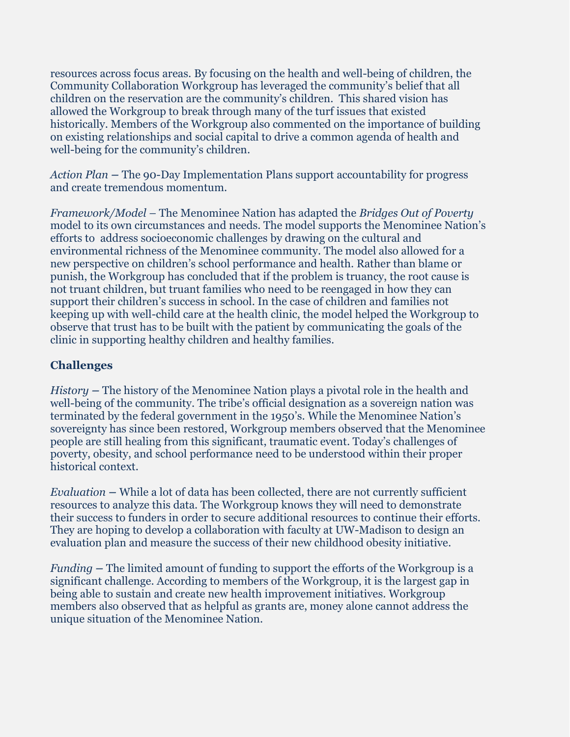resources across focus areas. By focusing on the health and well-being of children, the Community Collaboration Workgroup has leveraged the community's belief that all children on the reservation are the community's children. This shared vision has allowed the Workgroup to break through many of the turf issues that existed historically. Members of the Workgroup also commented on the importance of building on existing relationships and social capital to drive a common agenda of health and well-being for the community's children.

*Action Plan* – The 90-Day Implementation Plans support accountability for progress and create tremendous momentum.

*Framework/Model* – The Menominee Nation has adapted the *Bridges Out of Poverty* model to its own circumstances and needs. The model supports the Menominee Nation's efforts to address socioeconomic challenges by drawing on the cultural and environmental richness of the Menominee community. The model also allowed for a new perspective on children's school performance and health. Rather than blame or punish, the Workgroup has concluded that if the problem is truancy, the root cause is not truant children, but truant families who need to be reengaged in how they can support their children's success in school. In the case of children and families not keeping up with well-child care at the health clinic, the model helped the Workgroup to observe that trust has to be built with the patient by communicating the goals of the clinic in supporting healthy children and healthy families.

### Challenges

*History* – The history of the Menominee Nation plays a pivotal role in the health and well-being of the community. The tribe's official designation as a sovereign nation was terminated by the federal government in the 1950's. While the Menominee Nation's sovereignty has since been restored, Workgroup members observed that the Menominee people are still healing from this significant, traumatic event. Today's challenges of poverty, obesity, and school performance need to be understood within their proper historical context.

*Evaluation* – While a lot of data has been collected, there are not currently sufficient resources to analyze this data. The Workgroup knows they will need to demonstrate their success to funders in order to secure additional resources to continue their efforts. They are hoping to develop a collaboration with faculty at UW-Madison to design an evaluation plan and measure the success of their new childhood obesity initiative.

*Funding* – The limited amount of funding to support the efforts of the Workgroup is a significant challenge. According to members of the Workgroup, it is the largest gap in being able to sustain and create new health improvement initiatives. Workgroup members also observed that as helpful as grants are, money alone cannot address the unique situation of the Menominee Nation.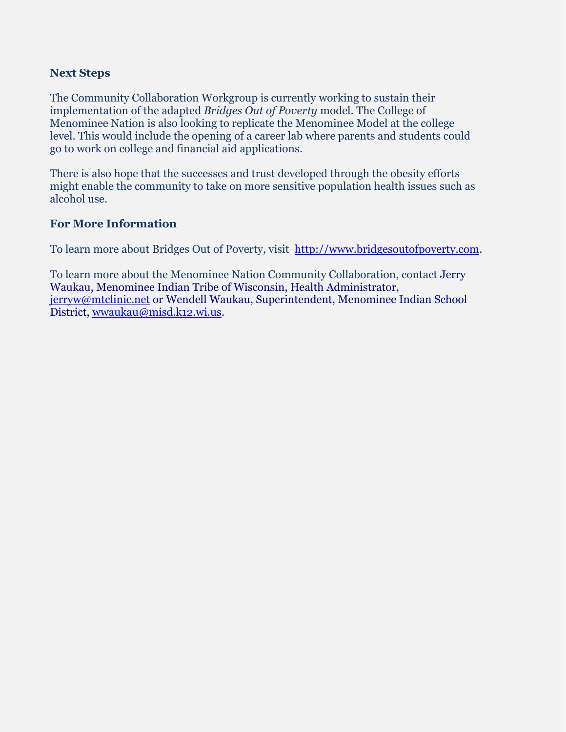## Next Steps

The Community Collaboration Workgroup is currently working to sustain their implementation of the adapted *Bridges Out of Poverty* model. The College of Menominee Nation is also looking to replicate the Menominee Model at the college level. This would include the opening of a career lab where parents and students could go to work on college and financial aid applications.

There is also hope that the successes and trust developed through the obesity efforts might enable the community to take on more sensitive population health issues such as alcohol use.

## For More Information

To learn more about Bridges Out of Poverty, visit [http://www.bridgesoutofpoverty.com](http://www.bridgesoutofpoverty.com).

To learn more about the Menominee Nation Community Collaboration, contact Jerry Waukau, Menominee Indian Tribe of Wisconsin, Health Administrator, [jerryw@mtclinic.net](mailto:jerryw@mtclinic.net) or Wendell Waukau, Superintendent, Menominee Indian School District, [wwaukau@misd.k12.wi.us](mailto:wwaukau@misd.k12.wi.us).